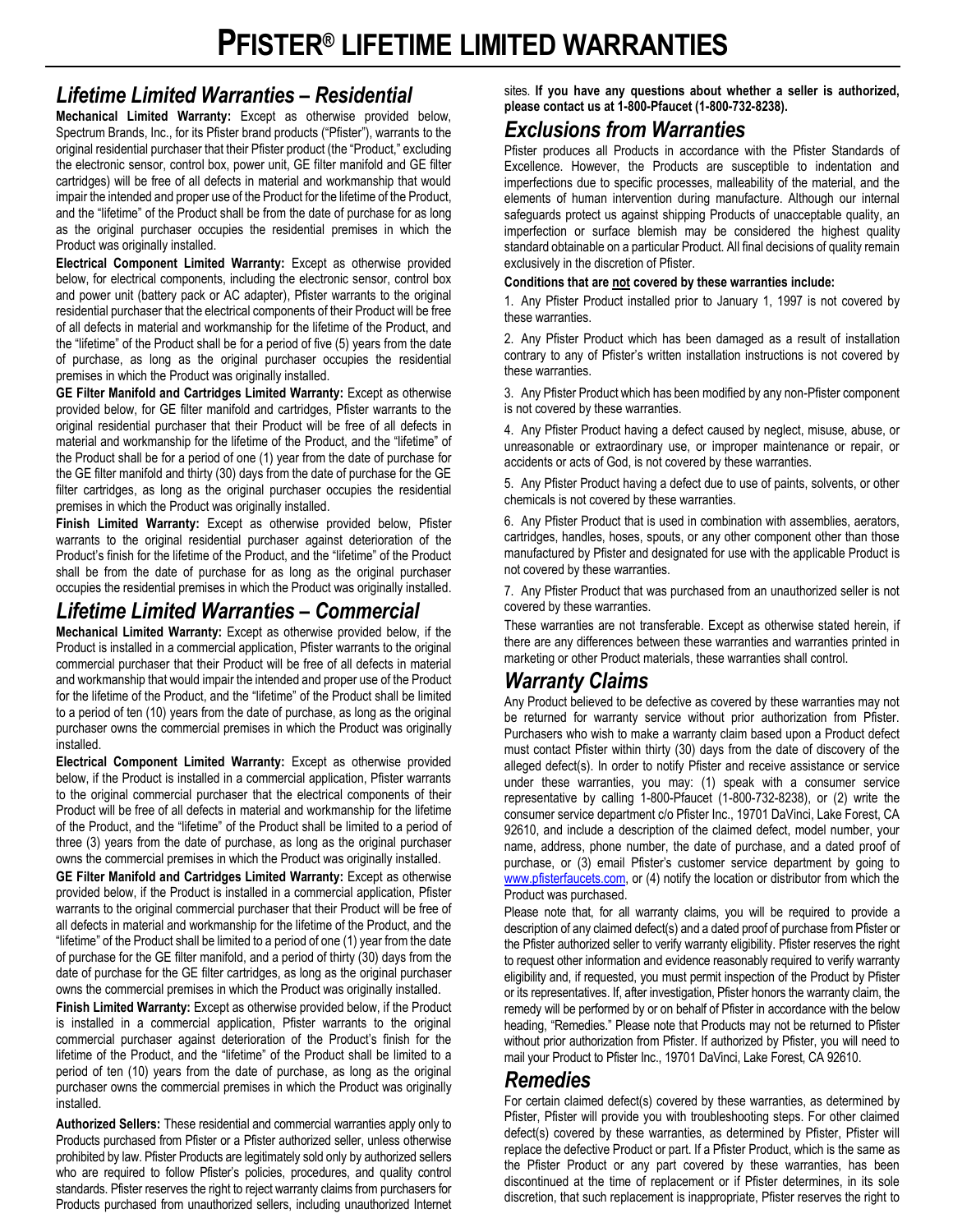# PFISTER® LIFETIME LIMITED WARRANTIES

## *Lifetime Limited Warranties – Residential*

**Mechanical Limited Warranty:** Except as otherwise provided below, Spectrum Brands, Inc., for its Pfister brand products ("Pfister"), warrants to the original residential purchaser that their Pfister product (the "Product," excluding the electronic sensor, control box, power unit, GE filter manifold and GE filter cartridges) will be free of all defects in material and workmanship that would impair the intended and proper use of the Product for the lifetime of the Product, and the "lifetime" of the Product shall be from the date of purchase for as long as the original purchaser occupies the residential premises in which the Product was originally installed.

**Electrical Component Limited Warranty:** Except as otherwise provided below, for electrical components, including the electronic sensor, control box and power unit (battery pack or AC adapter), Pfister warrants to the original residential purchaser that the electrical components of their Product will be free of all defects in material and workmanship for the lifetime of the Product, and the "lifetime" of the Product shall be for a period of five (5) years from the date of purchase, as long as the original purchaser occupies the residential premises in which the Product was originally installed.

**GE Filter Manifold and Cartridges Limited Warranty:** Except as otherwise provided below, for GE filter manifold and cartridges, Pfister warrants to the original residential purchaser that their Product will be free of all defects in material and workmanship for the lifetime of the Product, and the "lifetime" of the Product shall be for a period of one (1) year from the date of purchase for the GE filter manifold and thirty (30) days from the date of purchase for the GE filter cartridges, as long as the original purchaser occupies the residential premises in which the Product was originally installed.

**Finish Limited Warranty:** Except as otherwise provided below, Pfister warrants to the original residential purchaser against deterioration of the Product's finish for the lifetime of the Product, and the "lifetime" of the Product shall be from the date of purchase for as long as the original purchaser occupies the residential premises in which the Product was originally installed.

## *Lifetime Limited Warranties – Commercial*

**Mechanical Limited Warranty:** Except as otherwise provided below, if the Product is installed in a commercial application, Pfister warrants to the original commercial purchaser that their Product will be free of all defects in material and workmanship that would impair the intended and proper use of the Product for the lifetime of the Product, and the "lifetime" of the Product shall be limited to a period of ten (10) years from the date of purchase, as long as the original purchaser owns the commercial premises in which the Product was originally installed.

**Electrical Component Limited Warranty:** Except as otherwise provided below, if the Product is installed in a commercial application, Pfister warrants to the original commercial purchaser that the electrical components of their Product will be free of all defects in material and workmanship for the lifetime of the Product, and the "lifetime" of the Product shall be limited to a period of three (3) years from the date of purchase, as long as the original purchaser owns the commercial premises in which the Product was originally installed.

**GE Filter Manifold and Cartridges Limited Warranty:** Except as otherwise provided below, if the Product is installed in a commercial application, Pfister warrants to the original commercial purchaser that their Product will be free of all defects in material and workmanship for the lifetime of the Product, and the "lifetime" of the Product shall be limited to a period of one (1) year from the date of purchase for the GE filter manifold, and a period of thirty (30) days from the date of purchase for the GE filter cartridges, as long as the original purchaser owns the commercial premises in which the Product was originally installed.

**Finish Limited Warranty:** Except as otherwise provided below, if the Product is installed in a commercial application, Pfister warrants to the original commercial purchaser against deterioration of the Product's finish for the lifetime of the Product, and the "lifetime" of the Product shall be limited to a period of ten (10) years from the date of purchase, as long as the original purchaser owns the commercial premises in which the Product was originally installed.

**Authorized Sellers:** These residential and commercial warranties apply only to Products purchased from Pfister or a Pfister authorized seller, unless otherwise prohibited by law. Pfister Products are legitimately sold only by authorized sellers who are required to follow Pfister's policies, procedures, and quality control standards. Pfister reserves the right to reject warranty claims from purchasers for Products purchased from unauthorized sellers, including unauthorized Internet sites. **If you have any questions about whether a seller is authorized, please contact us at 1-800-Pfaucet (1-800-732-8238).**

## *Exclusions from Warranties*

Pfister produces all Products in accordance with the Pfister Standards of Excellence. However, the Products are susceptible to indentation and imperfections due to specific processes, malleability of the material, and the elements of human intervention during manufacture. Although our internal safeguards protect us against shipping Products of unacceptable quality, an imperfection or surface blemish may be considered the highest quality standard obtainable on a particular Product. All final decisions of quality remain exclusively in the discretion of Pfister.

**Conditions that are not covered by these warranties include:**

1. Any Pfister Product installed prior to January 1, 1997 is not covered by these warranties.

2. Any Pfister Product which has been damaged as a result of installation contrary to any of Pfister's written installation instructions is not covered by these warranties.

3. Any Pfister Product which has been modified by any non-Pfister component is not covered by these warranties.

4. Any Pfister Product having a defect caused by neglect, misuse, abuse, or unreasonable or extraordinary use, or improper maintenance or repair, or accidents or acts of God, is not covered by these warranties.

5. Any Pfister Product having a defect due to use of paints, solvents, or other chemicals is not covered by these warranties.

6. Any Pfister Product that is used in combination with assemblies, aerators, cartridges, handles, hoses, spouts, or any other component other than those manufactured by Pfister and designated for use with the applicable Product is not covered by these warranties.

7. Any Pfister Product that was purchased from an unauthorized seller is not covered by these warranties.

These warranties are not transferable. Except as otherwise stated herein, if there are any differences between these warranties and warranties printed in marketing or other Product materials, these warranties shall control.

## *Warranty Claims*

Any Product believed to be defective as covered by these warranties may not be returned for warranty service without prior authorization from Pfister. Purchasers who wish to make a warranty claim based upon a Product defect must contact Pfister within thirty (30) days from the date of discovery of the alleged defect(s). In order to notify Pfister and receive assistance or service under these warranties, you may: (1) speak with a consumer service representative by calling 1-800-Pfaucet (1-800-732-8238), or (2) write the consumer service department c/o Pfister Inc., 19701 DaVinci, Lake Forest, CA 92610, and include a description of the claimed defect, model number, your name, address, phone number, the date of purchase, and a dated proof of purchase, or (3) email Pfister's customer service department by going to www.pfisterfaucets.com, or (4) notify the location or distributor from which the Product was purchased.

Please note that, for all warranty claims, you will be required to provide a description of any claimed defect(s) and a dated proof of purchase from Pfister or the Pfister authorized seller to verify warranty eligibility. Pfister reserves the right to request other information and evidence reasonably required to verify warranty eligibility and, if requested, you must permit inspection of the Product by Pfister or its representatives. If, after investigation, Pfister honors the warranty claim, the remedy will be performed by or on behalf of Pfister in accordance with the below heading, "Remedies." Please note that Products may not be returned to Pfister without prior authorization from Pfister. If authorized by Pfister, you will need to mail your Product to Pfister Inc., 19701 DaVinci, Lake Forest, CA 92610.

## *Remedies*

For certain claimed defect(s) covered by these warranties, as determined by Pfister, Pfister will provide you with troubleshooting steps. For other claimed defect(s) covered by these warranties, as determined by Pfister, Pfister will replace the defective Product or part. If a Pfister Product, which is the same as the Pfister Product or any part covered by these warranties, has been discontinued at the time of replacement or if Pfister determines, in its sole discretion, that such replacement is inappropriate, Pfister reserves the right to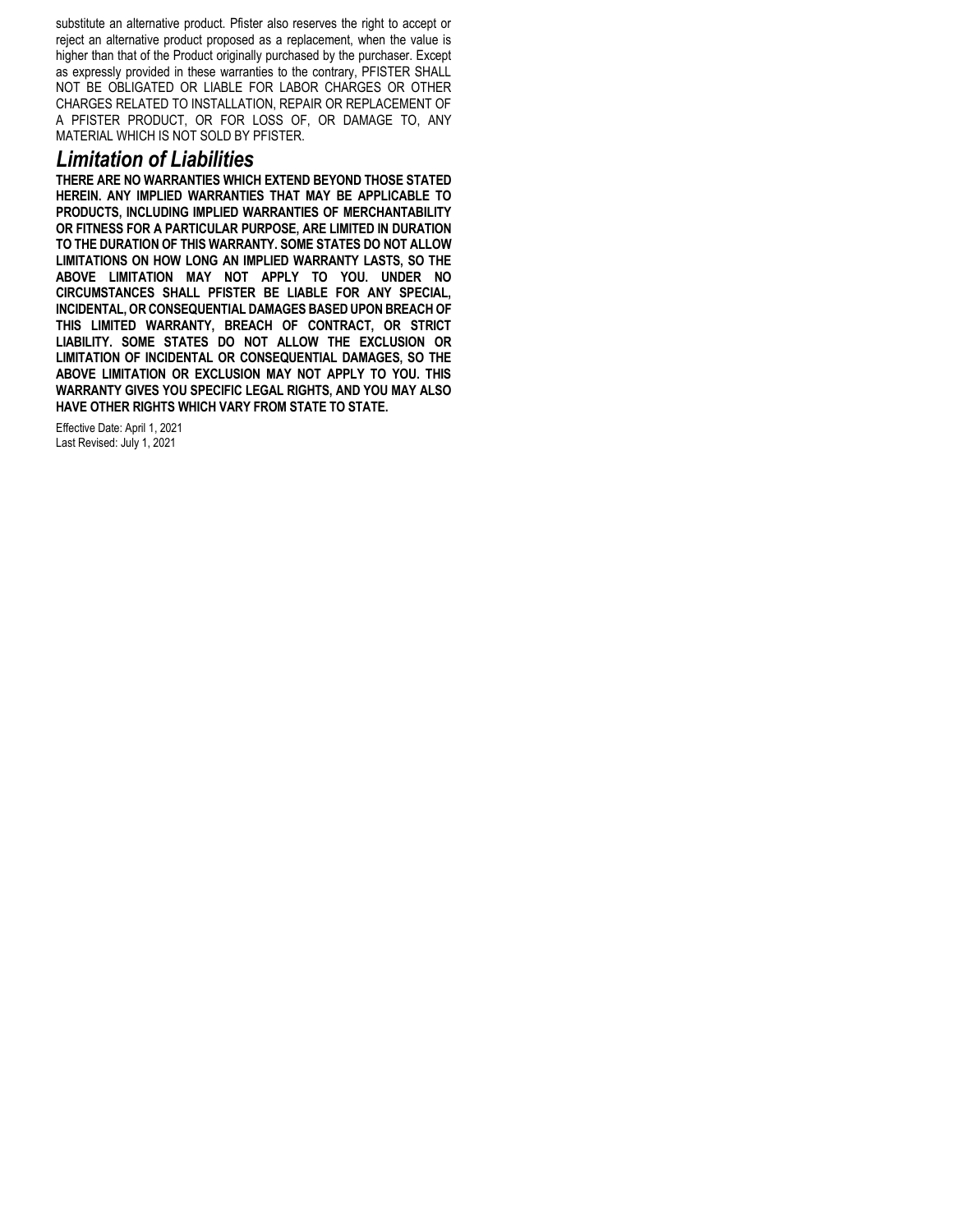substitute an alternative product. Pfister also reserves the right to accept or reject an alternative product proposed as a replacement, when the value is higher than that of the Product originally purchased by the purchaser. Except as expressly provided in these warranties to the contrary, PFISTER SHALL NOT BE OBLIGATED OR LIABLE FOR LABOR CHARGES OR OTHER CHARGES RELATED TO INSTALLATION, REPAIR OR REPLACEMENT OF A PFISTER PRODUCT, OR FOR LOSS OF, OR DAMAGE TO, ANY MATERIAL WHICH IS NOT SOLD BY PFISTER.

## *Limitation of Liabilities*

**THERE ARE NO WARRANTIES WHICH EXTEND BEYOND THOSE STATED HEREIN. ANY IMPLIED WARRANTIES THAT MAY BE APPLICABLE TO PRODUCTS, INCLUDING IMPLIED WARRANTIES OF MERCHANTABILITY OR FITNESS FOR A PARTICULAR PURPOSE, ARE LIMITED IN DURATION TO THE DURATION OF THIS WARRANTY. SOME STATES DO NOT ALLOW LIMITATIONS ON HOW LONG AN IMPLIED WARRANTY LASTS, SO THE ABOVE LIMITATION MAY NOT APPLY TO YOU. UNDER NO CIRCUMSTANCES SHALL PFISTER BE LIABLE FOR ANY SPECIAL, INCIDENTAL, OR CONSEQUENTIAL DAMAGES BASED UPON BREACH OF THIS LIMITED WARRANTY, BREACH OF CONTRACT, OR STRICT LIABILITY. SOME STATES DO NOT ALLOW THE EXCLUSION OR LIMITATION OF INCIDENTAL OR CONSEQUENTIAL DAMAGES, SO THE ABOVE LIMITATION OR EXCLUSION MAY NOT APPLY TO YOU. THIS WARRANTY GIVES YOU SPECIFIC LEGAL RIGHTS, AND YOU MAY ALSO HAVE OTHER RIGHTS WHICH VARY FROM STATE TO STATE.**

Effective Date: April 1, 2021
Last Revised: July 1, 2021